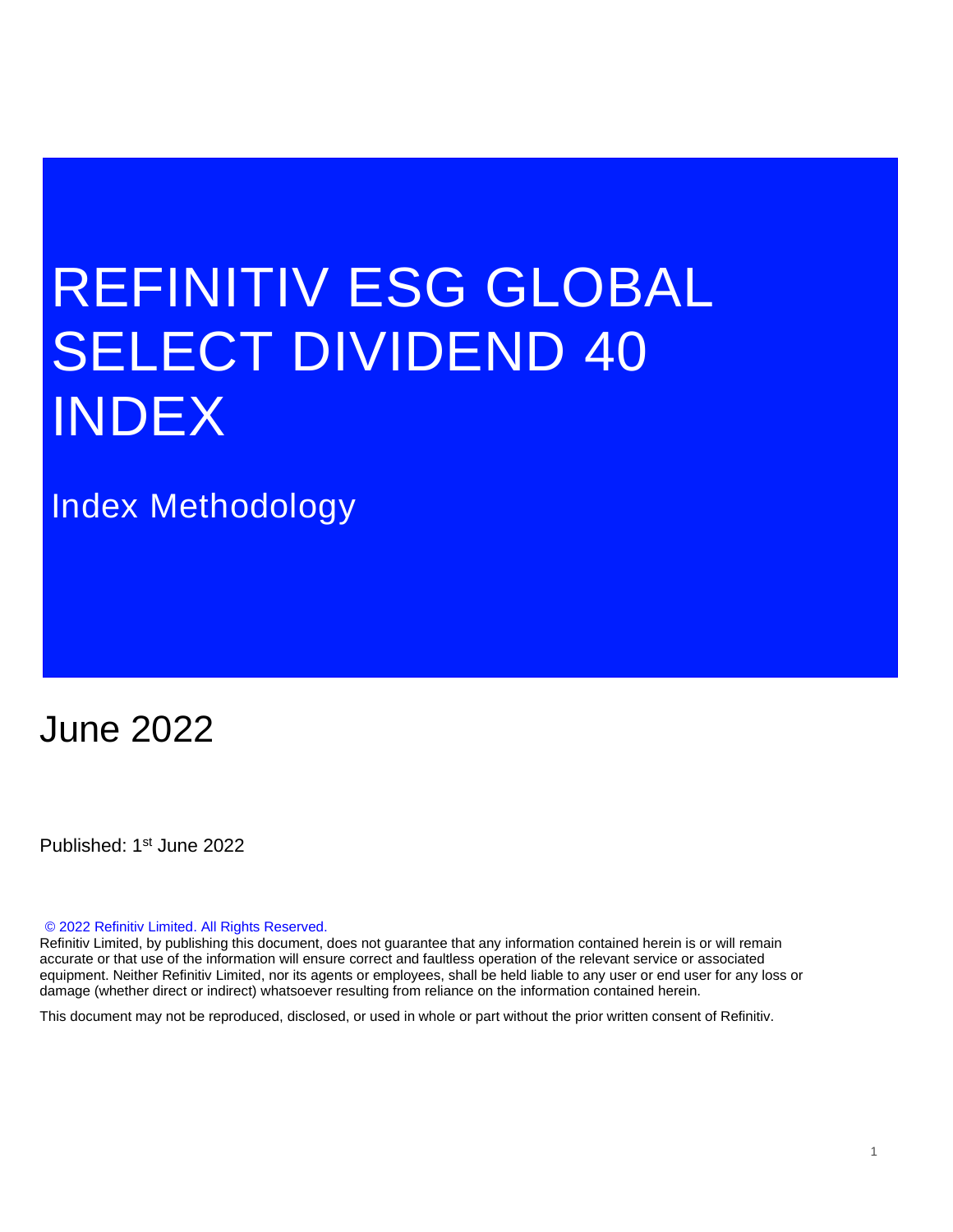# REFINITIV ESG GLOBAL SELECT DIVIDEND 40 INDEX

## Index Methodology

## June 2022

Published: 1st June 2022

© 2022 Refinitiv Limited. All Rights Reserved.

Refinitiv Limited, by publishing this document, does not guarantee that any information contained herein is or will remain accurate or that use of the information will ensure correct and faultless operation of the relevant service or associated equipment. Neither Refinitiv Limited, nor its agents or employees, shall be held liable to any user or end user for any loss or damage (whether direct or indirect) whatsoever resulting from reliance on the information contained herein.

This document may not be reproduced, disclosed, or used in whole or part without the prior written consent of Refinitiv.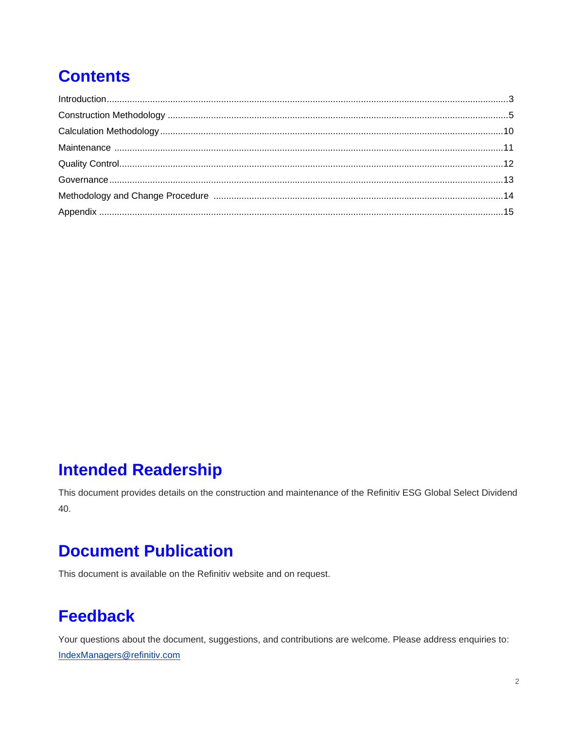# Contents

Introduction...........................................................................................................................................3
Construction Methodology ...................................................................................................................5
Calculation Methodology.....................................................................................................................10
Maintenance .......................................................................................................................................11
Quality Control....................................................................................................................................12
Governance........................................................................................................................................13
Methodology and Change Procedure ................................................................................................14
Appendix ............................................................................................................................................15

# Intended Readership

This document provides details on the construction and maintenance of the Refinitiv ESG Global Select Dividend 40.

# Document Publication

This document is available on the Refinitiv website and on request.

# Feedback

Your questions about the document, suggestions, and contributions are welcome. Please address enquiries to: IndexManagers@refinitiv.com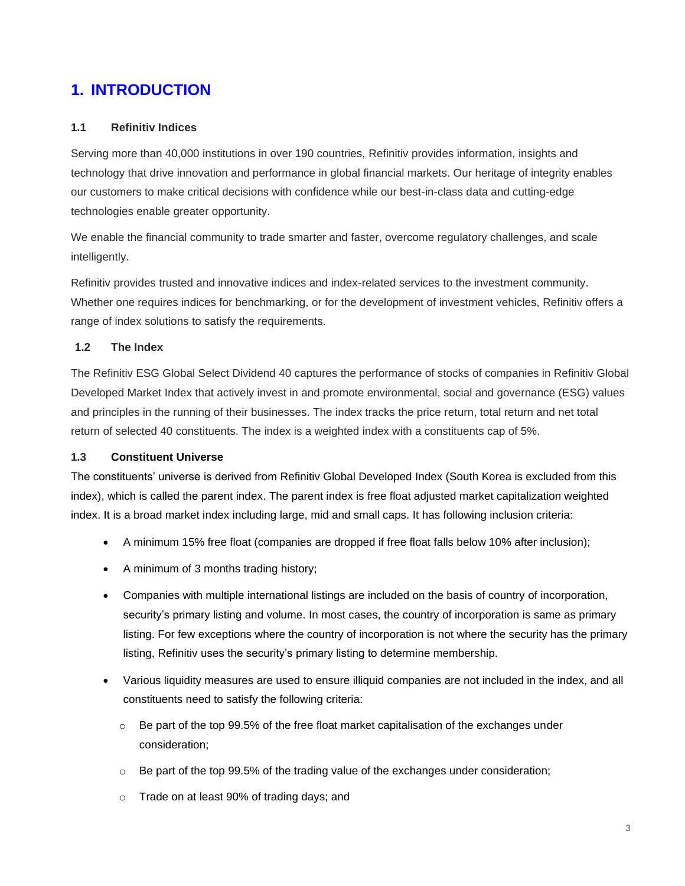# 1. INTRODUCTION

### 1.1 Refinitiv Indices

Serving more than 40,000 institutions in over 190 countries, Refinitiv provides information, insights and technology that drive innovation and performance in global financial markets. Our heritage of integrity enables our customers to make critical decisions with confidence while our best-in-class data and cutting-edge technologies enable greater opportunity.

We enable the financial community to trade smarter and faster, overcome regulatory challenges, and scale intelligently.

Refinitiv provides trusted and innovative indices and index-related services to the investment community. Whether one requires indices for benchmarking, or for the development of investment vehicles, Refinitiv offers a range of index solutions to satisfy the requirements.

### 1.2 The Index

The Refinitiv ESG Global Select Dividend 40 captures the performance of stocks of companies in Refinitiv Global Developed Market Index that actively invest in and promote environmental, social and governance (ESG) values and principles in the running of their businesses. The index tracks the price return, total return and net total return of selected 40 constituents. The index is a weighted index with a constituents cap of 5%.

### 1.3 Constituent Universe

The constituents' universe is derived from Refinitiv Global Developed Index (South Korea is excluded from this index), which is called the parent index. The parent index is free float adjusted market capitalization weighted index. It is a broad market index including large, mid and small caps. It has following inclusion criteria:

- A minimum 15% free float (companies are dropped if free float falls below 10% after inclusion);
- A minimum of 3 months trading history;
- Companies with multiple international listings are included on the basis of country of incorporation, security's primary listing and volume. In most cases, the country of incorporation is same as primary listing. For few exceptions where the country of incorporation is not where the security has the primary listing, Refinitiv uses the security's primary listing to determine membership.
- Various liquidity measures are used to ensure illiquid companies are not included in the index, and all constituents need to satisfy the following criteria:
    - Be part of the top 99.5% of the free float market capitalisation of the exchanges under consideration;
    - Be part of the top 99.5% of the trading value of the exchanges under consideration;
    - Trade on at least 90% of trading days; and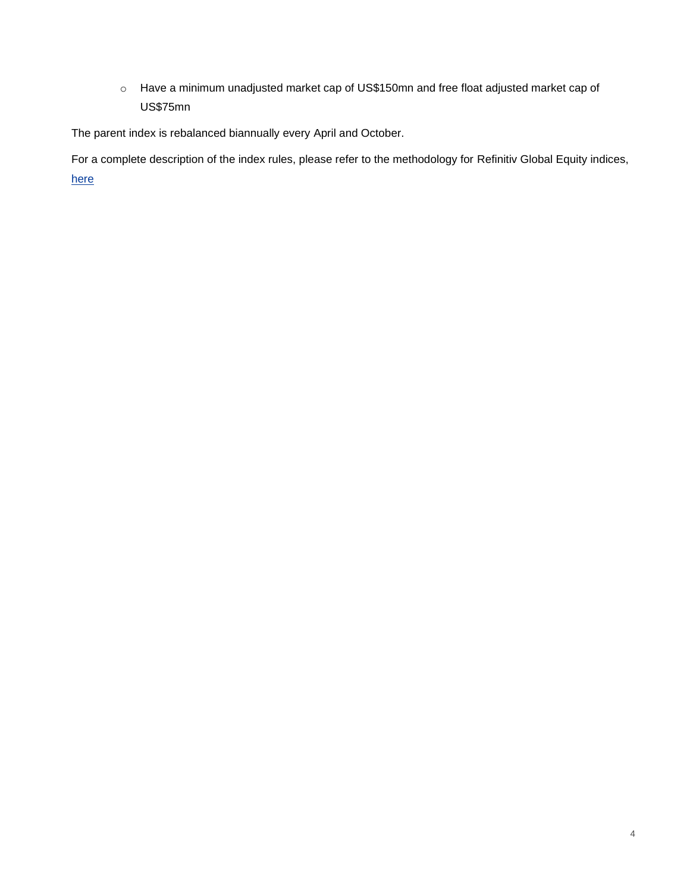- Have a minimum unadjusted market cap of US$150mn and free float adjusted market cap of US$75mn

The parent index is rebalanced biannually every April and October.

For a complete description of the index rules, please refer to the methodology for Refinitiv Global Equity indices, here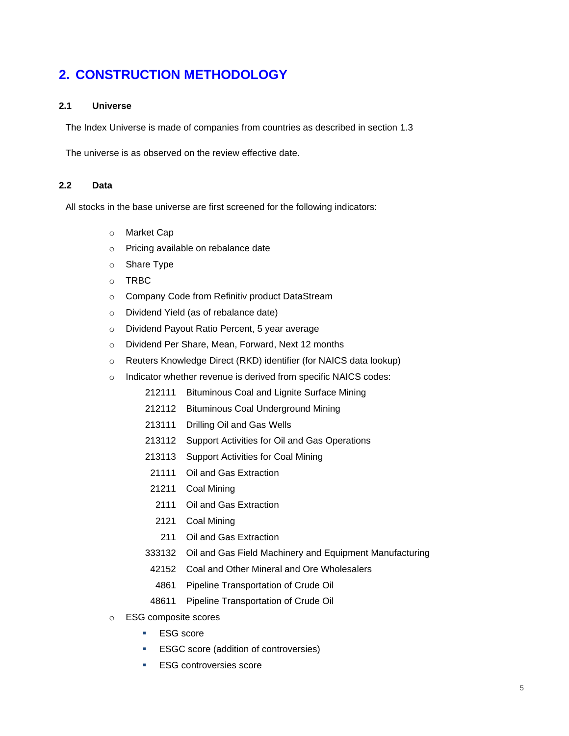## 2. CONSTRUCTION METHODOLOGY

### 2.1 Universe

The Index Universe is made of companies from countries as described in section 1.3

The universe is as observed on the review effective date.

### 2.2 Data

All stocks in the base universe are first screened for the following indicators:

- Market Cap
- Pricing available on rebalance date
- Share Type
- TRBC
- Company Code from Refinitiv product DataStream
- Dividend Yield (as of rebalance date)
- Dividend Payout Ratio Percent, 5 year average
- Dividend Per Share, Mean, Forward, Next 12 months
- Reuters Knowledge Direct (RKD) identifier (for NAICS data lookup)
- Indicator whether revenue is derived from specific NAICS codes:

  | | |
  |---|---|
  | 212111 | Bituminous Coal and Lignite Surface Mining |
  | 212112 | Bituminous Coal Underground Mining |
  | 213111 | Drilling Oil and Gas Wells |
  | 213112 | Support Activities for Oil and Gas Operations |
  | 213113 | Support Activities for Coal Mining |
  | 21111 | Oil and Gas Extraction |
  | 21211 | Coal Mining |
  | 2111 | Oil and Gas Extraction |
  | 2121 | Coal Mining |
  | 211 | Oil and Gas Extraction |
  | 333132 | Oil and Gas Field Machinery and Equipment Manufacturing |
  | 42152 | Coal and Other Mineral and Ore Wholesalers |
  | 4861 | Pipeline Transportation of Crude Oil |
  | 48611 | Pipeline Transportation of Crude Oil |

- ESG composite scores
  - ESG score
  - ESGC score (addition of controversies)
  - ESG controversies score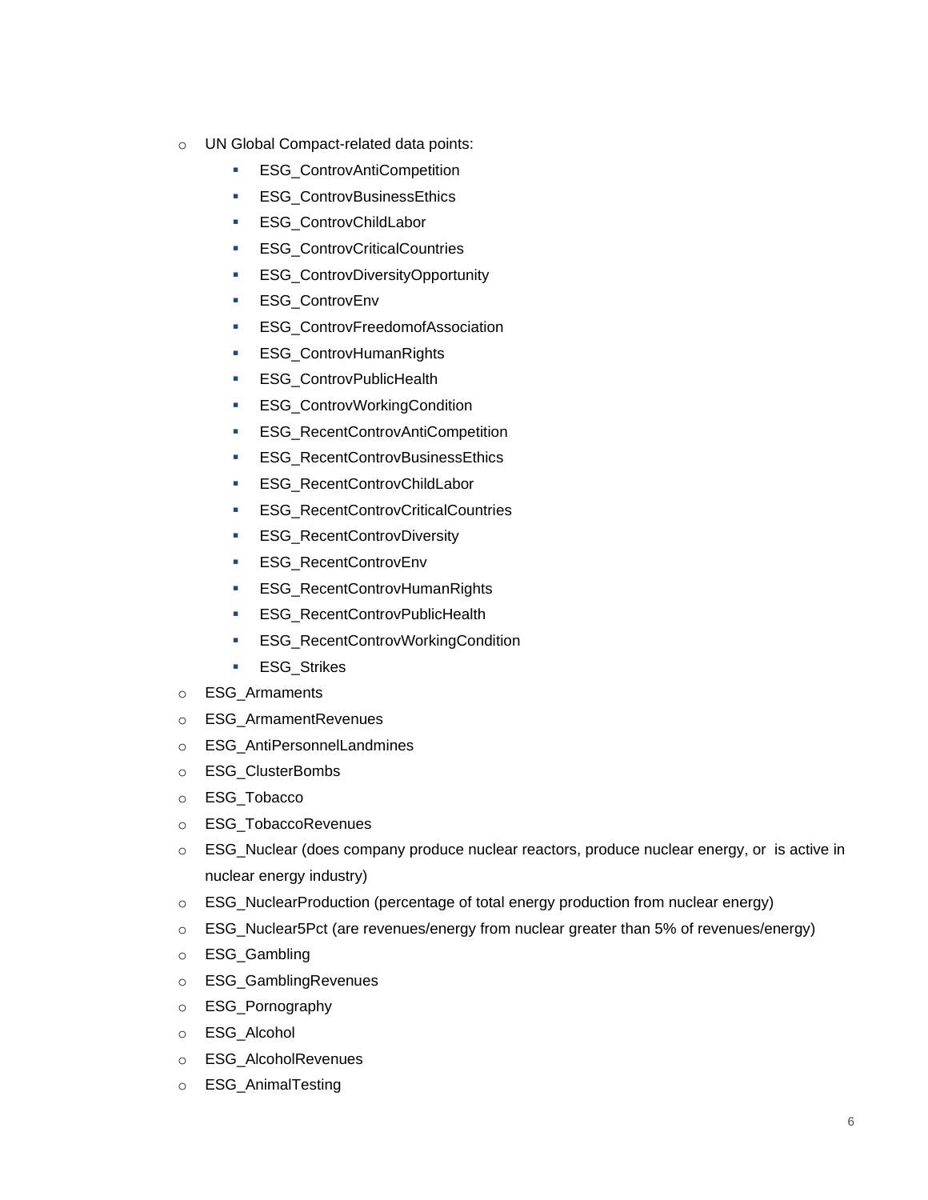- UN Global Compact-related data points:
    - ESG_ControvAntiCompetition
    - ESG_ControvBusinessEthics
    - ESG_ControvChildLabor
    - ESG_ControvCriticalCountries
    - ESG_ControvDiversityOpportunity
    - ESG_ControvEnv
    - ESG_ControvFreedomofAssociation
    - ESG_ControvHumanRights
    - ESG_ControvPublicHealth
    - ESG_ControvWorkingCondition
    - ESG_RecentControvAntiCompetition
    - ESG_RecentControvBusinessEthics
    - ESG_RecentControvChildLabor
    - ESG_RecentControvCriticalCountries
    - ESG_RecentControvDiversity
    - ESG_RecentControvEnv
    - ESG_RecentControvHumanRights
    - ESG_RecentControvPublicHealth
    - ESG_RecentControvWorkingCondition
    - ESG_Strikes
- ESG_Armaments
- ESG_ArmamentRevenues
- ESG_AntiPersonnelLandmines
- ESG_ClusterBombs
- ESG_Tobacco
- ESG_TobaccoRevenues
- ESG_Nuclear (does company produce nuclear reactors, produce nuclear energy, or is active in nuclear energy industry)
- ESG_NuclearProduction (percentage of total energy production from nuclear energy)
- ESG_Nuclear5Pct (are revenues/energy from nuclear greater than 5% of revenues/energy)
- ESG_Gambling
- ESG_GamblingRevenues
- ESG_Pornography
- ESG_Alcohol
- ESG_AlcoholRevenues
- ESG_AnimalTesting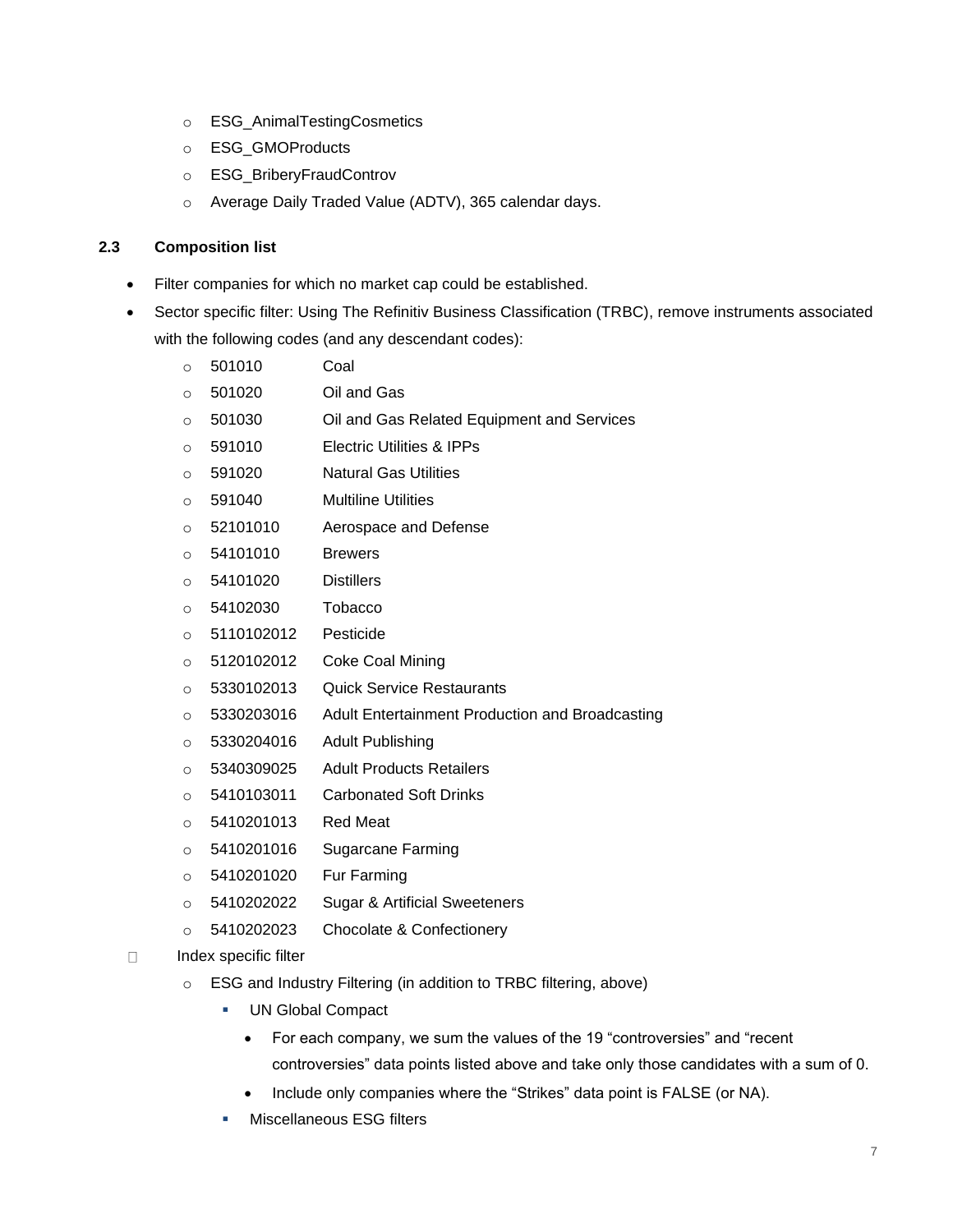- ESG_AnimalTestingCosmetics
- ESG_GMOProducts
- ESG_BriberyFraudControv
- Average Daily Traded Value (ADTV), 365 calendar days.

### 2.3 Composition list

- Filter companies for which no market cap could be established.
- Sector specific filter: Using The Refinitiv Business Classification (TRBC), remove instruments associated with the following codes (and any descendant codes):
  - 501010 Coal
  - 501020 Oil and Gas
  - 501030 Oil and Gas Related Equipment and Services
  - 591010 Electric Utilities & IPPs
  - 591020 Natural Gas Utilities
  - 591040 Multiline Utilities
  - 52101010 Aerospace and Defense
  - 54101010 Brewers
  - 54101020 Distillers
  - 54102030 Tobacco
  - 5110102012 Pesticide
  - 5120102012 Coke Coal Mining
  - 5330102013 Quick Service Restaurants
  - 5330203016 Adult Entertainment Production and Broadcasting
  - 5330204016 Adult Publishing
  - 5340309025 Adult Products Retailers
  - 5410103011 Carbonated Soft Drinks
  - 5410201013 Red Meat
  - 5410201016 Sugarcane Farming
  - 5410201020 Fur Farming
  - 5410202022 Sugar & Artificial Sweeteners
  - 5410202023 Chocolate & Confectionery
- Index specific filter
  - ESG and Industry Filtering (in addition to TRBC filtering, above)
    - UN Global Compact
      - For each company, we sum the values of the 19 “controversies” and “recent controversies” data points listed above and take only those candidates with a sum of 0.
      - Include only companies where the “Strikes” data point is FALSE (or NA).
    - Miscellaneous ESG filters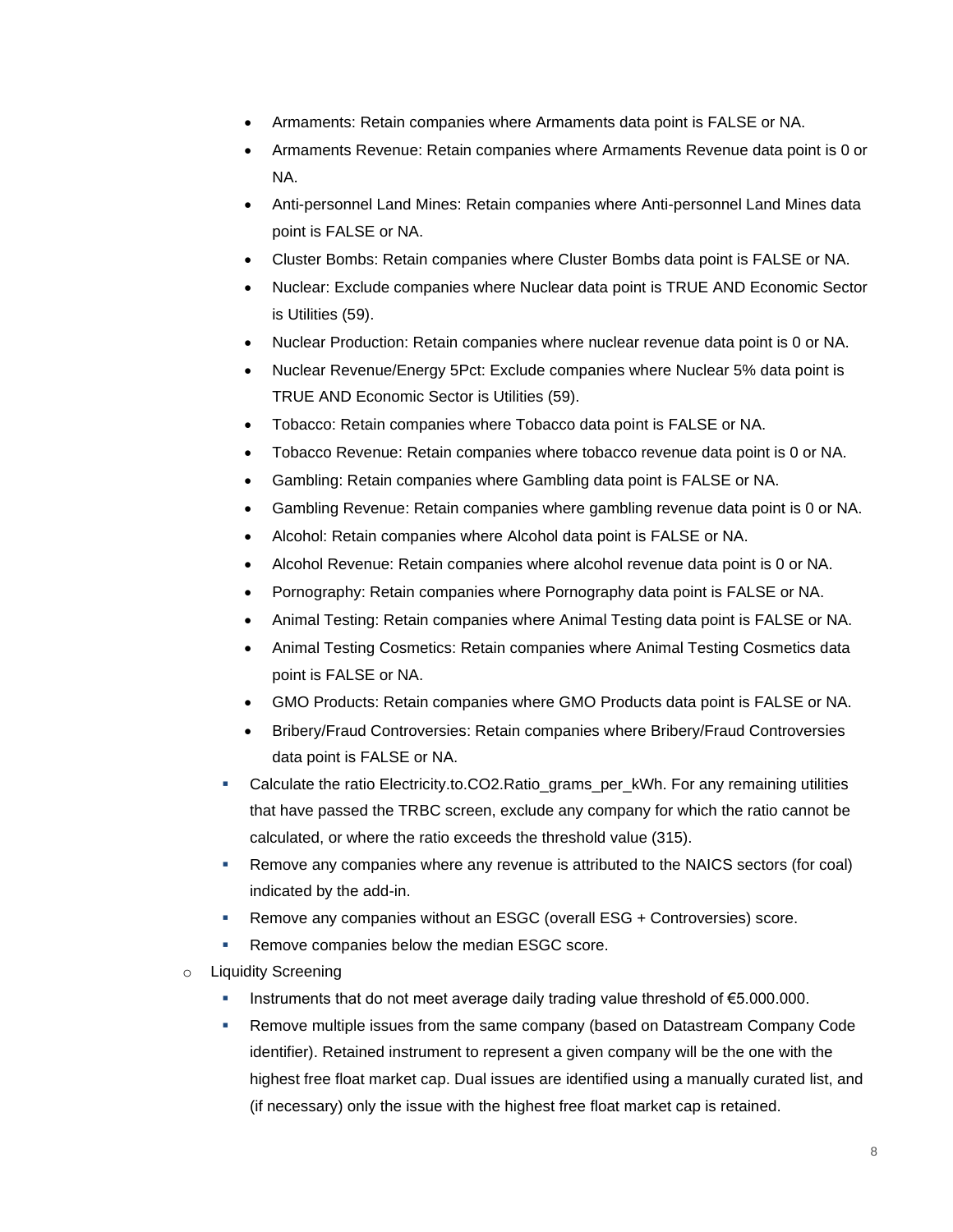- Armaments: Retain companies where Armaments data point is FALSE or NA.
            - Armaments Revenue: Retain companies where Armaments Revenue data point is 0 or NA.
            - Anti-personnel Land Mines: Retain companies where Anti-personnel Land Mines data point is FALSE or NA.
            - Cluster Bombs: Retain companies where Cluster Bombs data point is FALSE or NA.
            - Nuclear: Exclude companies where Nuclear data point is TRUE AND Economic Sector is Utilities (59).
            - Nuclear Production: Retain companies where nuclear revenue data point is 0 or NA.
            - Nuclear Revenue/Energy 5Pct: Exclude companies where Nuclear 5% data point is TRUE AND Economic Sector is Utilities (59).
            - Tobacco: Retain companies where Tobacco data point is FALSE or NA.
            - Tobacco Revenue: Retain companies where tobacco revenue data point is 0 or NA.
            - Gambling: Retain companies where Gambling data point is FALSE or NA.
            - Gambling Revenue: Retain companies where gambling revenue data point is 0 or NA.
            - Alcohol: Retain companies where Alcohol data point is FALSE or NA.
            - Alcohol Revenue: Retain companies where alcohol revenue data point is 0 or NA.
            - Pornography: Retain companies where Pornography data point is FALSE or NA.
            - Animal Testing: Retain companies where Animal Testing data point is FALSE or NA.
            - Animal Testing Cosmetics: Retain companies where Animal Testing Cosmetics data point is FALSE or NA.
            - GMO Products: Retain companies where GMO Products data point is FALSE or NA.
            - Bribery/Fraud Controversies: Retain companies where Bribery/Fraud Controversies data point is FALSE or NA.
        - Calculate the ratio Electricity.to.CO2.Ratio_grams_per_kWh. For any remaining utilities that have passed the TRBC screen, exclude any company for which the ratio cannot be calculated, or where the ratio exceeds the threshold value (315).
        - Remove any companies where any revenue is attributed to the NAICS sectors (for coal) indicated by the add-in.
        - Remove any companies without an ESGC (overall ESG + Controversies) score.
        - Remove companies below the median ESGC score.
    - Liquidity Screening
        - Instruments that do not meet average daily trading value threshold of €5.000.000.
        - Remove multiple issues from the same company (based on Datastream Company Code identifier). Retained instrument to represent a given company will be the one with the highest free float market cap. Dual issues are identified using a manually curated list, and (if necessary) only the issue with the highest free float market cap is retained.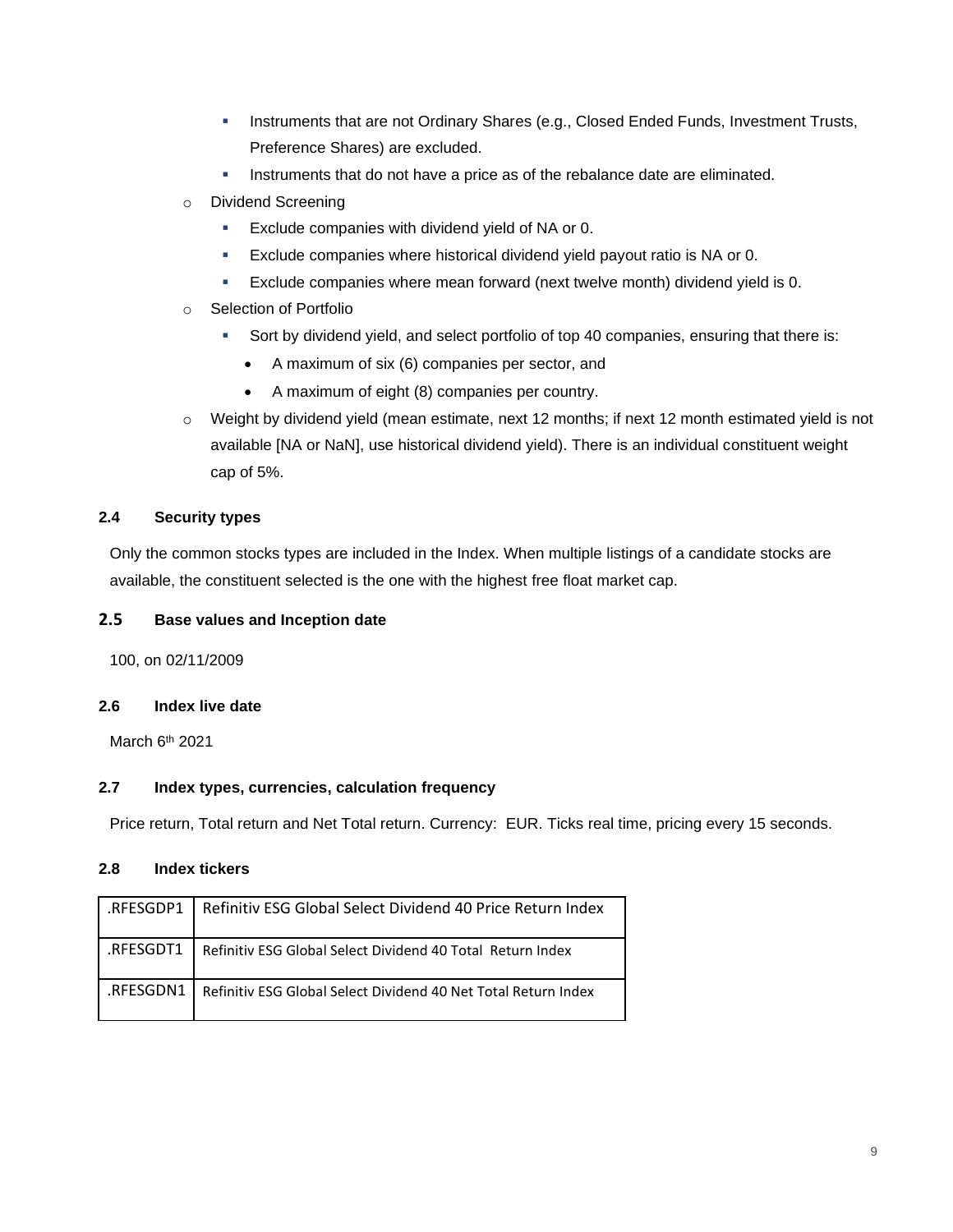- Instruments that are not Ordinary Shares (e.g., Closed Ended Funds, Investment Trusts, Preference Shares) are excluded.
    - Instruments that do not have a price as of the rebalance date are eliminated.
  - Dividend Screening
    - Exclude companies with dividend yield of NA or 0.
    - Exclude companies where historical dividend yield payout ratio is NA or 0.
    - Exclude companies where mean forward (next twelve month) dividend yield is 0.
  - Selection of Portfolio
    - Sort by dividend yield, and select portfolio of top 40 companies, ensuring that there is:
      - A maximum of six (6) companies per sector, and
      - A maximum of eight (8) companies per country.
  - Weight by dividend yield (mean estimate, next 12 months; if next 12 month estimated yield is not available [NA or NaN], use historical dividend yield). There is an individual constituent weight cap of 5%.

### 2.4 Security types

Only the common stocks types are included in the Index. When multiple listings of a candidate stocks are available, the constituent selected is the one with the highest free float market cap.

### 2.5 Base values and Inception date

100, on 02/11/2009

### 2.6 Index live date

March 6th 2021

### 2.7 Index types, currencies, calculation frequency

Price return, Total return and Net Total return. Currency: EUR. Ticks real time, pricing every 15 seconds.

### 2.8 Index tickers

| | |
|---|---|
| .RFESGDP1 | Refinitiv ESG Global Select Dividend 40 Price Return Index |
| .RFESGDT1 | Refinitiv ESG Global Select Dividend 40 Total Return Index |
| .RFESGDN1 | Refinitiv ESG Global Select Dividend 40 Net Total Return Index |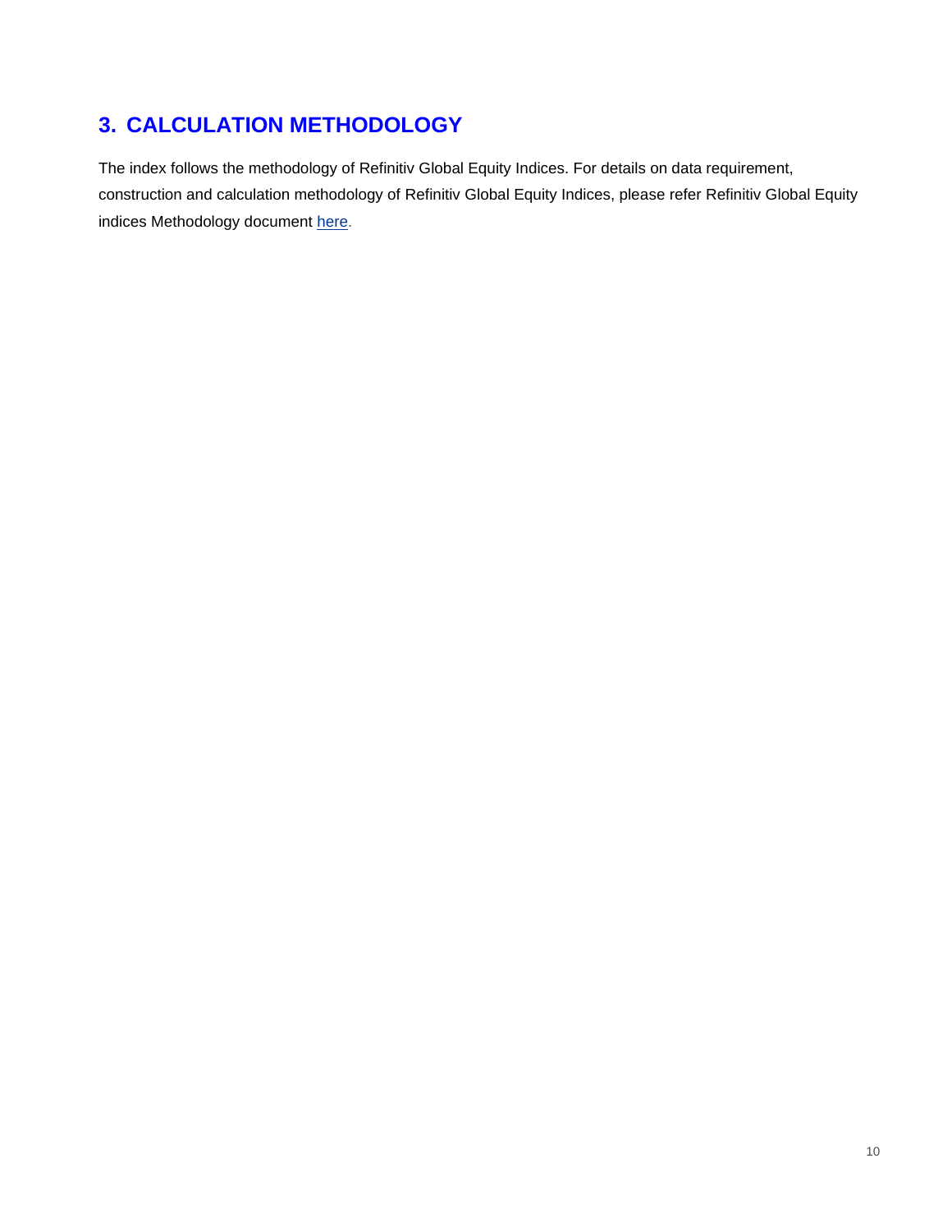## 3. CALCULATION METHODOLOGY

The index follows the methodology of Refinitiv Global Equity Indices. For details on data requirement, construction and calculation methodology of Refinitiv Global Equity Indices, please refer Refinitiv Global Equity indices Methodology document here.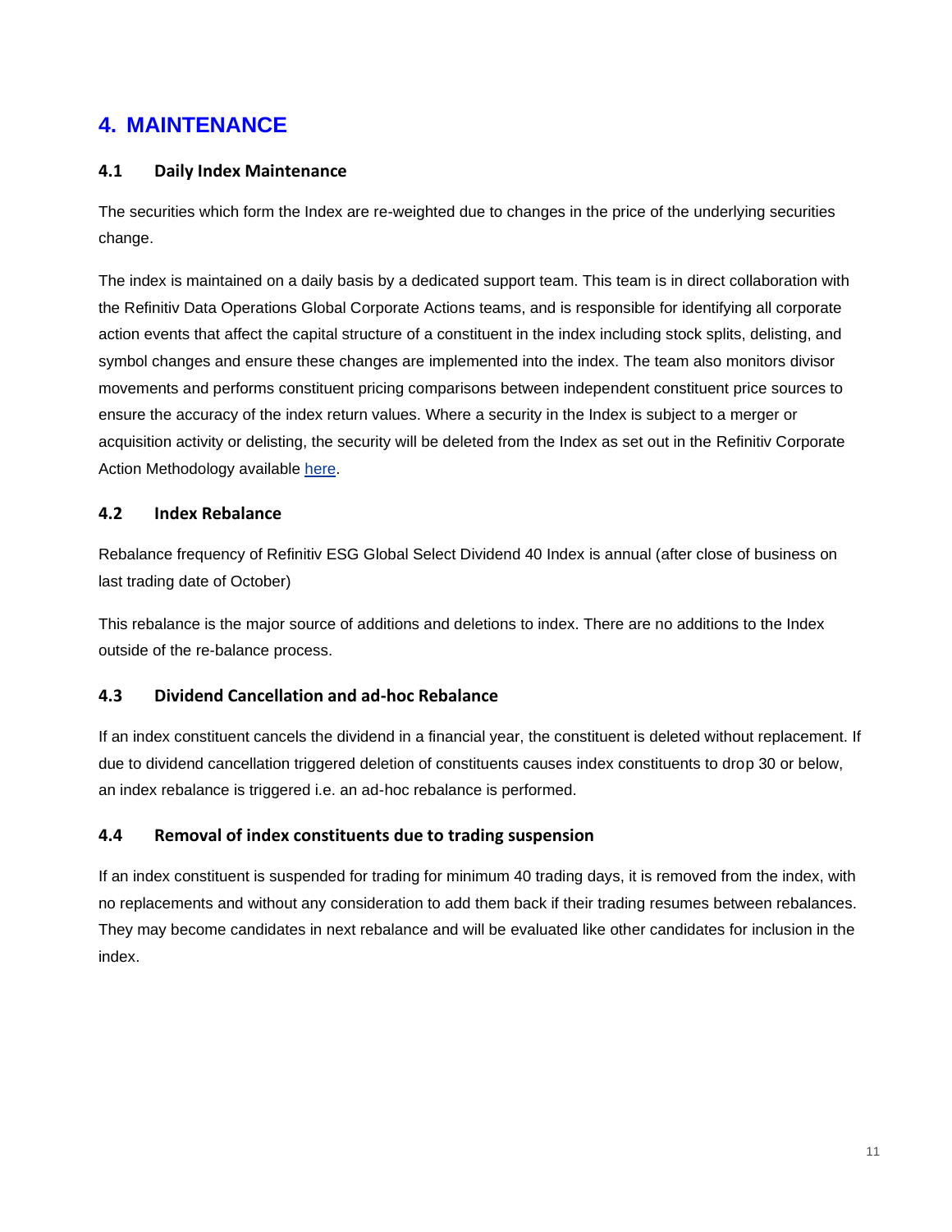# 4. MAINTENANCE

## 4.1 Daily Index Maintenance

The securities which form the Index are re-weighted due to changes in the price of the underlying securities change.

The index is maintained on a daily basis by a dedicated support team. This team is in direct collaboration with the Refinitiv Data Operations Global Corporate Actions teams, and is responsible for identifying all corporate action events that affect the capital structure of a constituent in the index including stock splits, delisting, and symbol changes and ensure these changes are implemented into the index. The team also monitors divisor movements and performs constituent pricing comparisons between independent constituent price sources to ensure the accuracy of the index return values. Where a security in the Index is subject to a merger or acquisition activity or delisting, the security will be deleted from the Index as set out in the Refinitiv Corporate Action Methodology available here.

## 4.2 Index Rebalance

Rebalance frequency of Refinitiv ESG Global Select Dividend 40 Index is annual (after close of business on last trading date of October)

This rebalance is the major source of additions and deletions to index. There are no additions to the Index outside of the re-balance process.

## 4.3 Dividend Cancellation and ad-hoc Rebalance

If an index constituent cancels the dividend in a financial year, the constituent is deleted without replacement. If due to dividend cancellation triggered deletion of constituents causes index constituents to drop 30 or below, an index rebalance is triggered i.e. an ad-hoc rebalance is performed.

## 4.4 Removal of index constituents due to trading suspension

If an index constituent is suspended for trading for minimum 40 trading days, it is removed from the index, with no replacements and without any consideration to add them back if their trading resumes between rebalances. They may become candidates in next rebalance and will be evaluated like other candidates for inclusion in the index.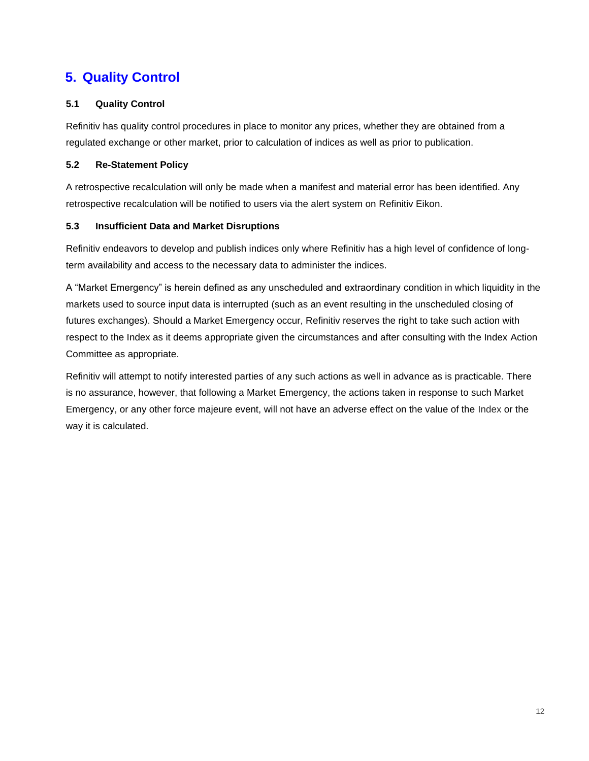# 5. Quality Control

### 5.1 Quality Control

Refinitiv has quality control procedures in place to monitor any prices, whether they are obtained from a regulated exchange or other market, prior to calculation of indices as well as prior to publication.

### 5.2 Re-Statement Policy

A retrospective recalculation will only be made when a manifest and material error has been identified. Any retrospective recalculation will be notified to users via the alert system on Refinitiv Eikon.

### 5.3 Insufficient Data and Market Disruptions

Refinitiv endeavors to develop and publish indices only where Refinitiv has a high level of confidence of long-term availability and access to the necessary data to administer the indices.

A "Market Emergency" is herein defined as any unscheduled and extraordinary condition in which liquidity in the markets used to source input data is interrupted (such as an event resulting in the unscheduled closing of futures exchanges). Should a Market Emergency occur, Refinitiv reserves the right to take such action with respect to the Index as it deems appropriate given the circumstances and after consulting with the Index Action Committee as appropriate.

Refinitiv will attempt to notify interested parties of any such actions as well in advance as is practicable. There is no assurance, however, that following a Market Emergency, the actions taken in response to such Market Emergency, or any other force majeure event, will not have an adverse effect on the value of the Index or the way it is calculated.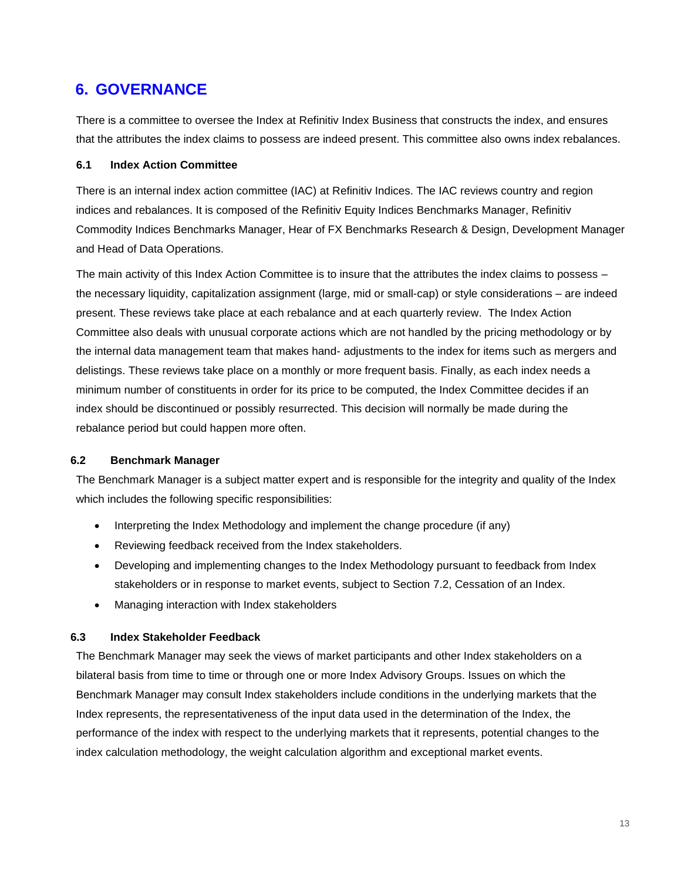# 6. GOVERNANCE

There is a committee to oversee the Index at Refinitiv Index Business that constructs the index, and ensures that the attributes the index claims to possess are indeed present. This committee also owns index rebalances.

### 6.1 Index Action Committee

There is an internal index action committee (IAC) at Refinitiv Indices. The IAC reviews country and region indices and rebalances. It is composed of the Refinitiv Equity Indices Benchmarks Manager, Refinitiv Commodity Indices Benchmarks Manager, Hear of FX Benchmarks Research & Design, Development Manager and Head of Data Operations.

The main activity of this Index Action Committee is to insure that the attributes the index claims to possess – the necessary liquidity, capitalization assignment (large, mid or small-cap) or style considerations – are indeed present. These reviews take place at each rebalance and at each quarterly review. The Index Action Committee also deals with unusual corporate actions which are not handled by the pricing methodology or by the internal data management team that makes hand- adjustments to the index for items such as mergers and delistings. These reviews take place on a monthly or more frequent basis. Finally, as each index needs a minimum number of constituents in order for its price to be computed, the Index Committee decides if an index should be discontinued or possibly resurrected. This decision will normally be made during the rebalance period but could happen more often.

### 6.2 Benchmark Manager

The Benchmark Manager is a subject matter expert and is responsible for the integrity and quality of the Index which includes the following specific responsibilities:

- Interpreting the Index Methodology and implement the change procedure (if any)
- Reviewing feedback received from the Index stakeholders.
- Developing and implementing changes to the Index Methodology pursuant to feedback from Index stakeholders or in response to market events, subject to Section 7.2, Cessation of an Index.
- Managing interaction with Index stakeholders

### 6.3 Index Stakeholder Feedback

The Benchmark Manager may seek the views of market participants and other Index stakeholders on a bilateral basis from time to time or through one or more Index Advisory Groups. Issues on which the Benchmark Manager may consult Index stakeholders include conditions in the underlying markets that the Index represents, the representativeness of the input data used in the determination of the Index, the performance of the index with respect to the underlying markets that it represents, potential changes to the index calculation methodology, the weight calculation algorithm and exceptional market events.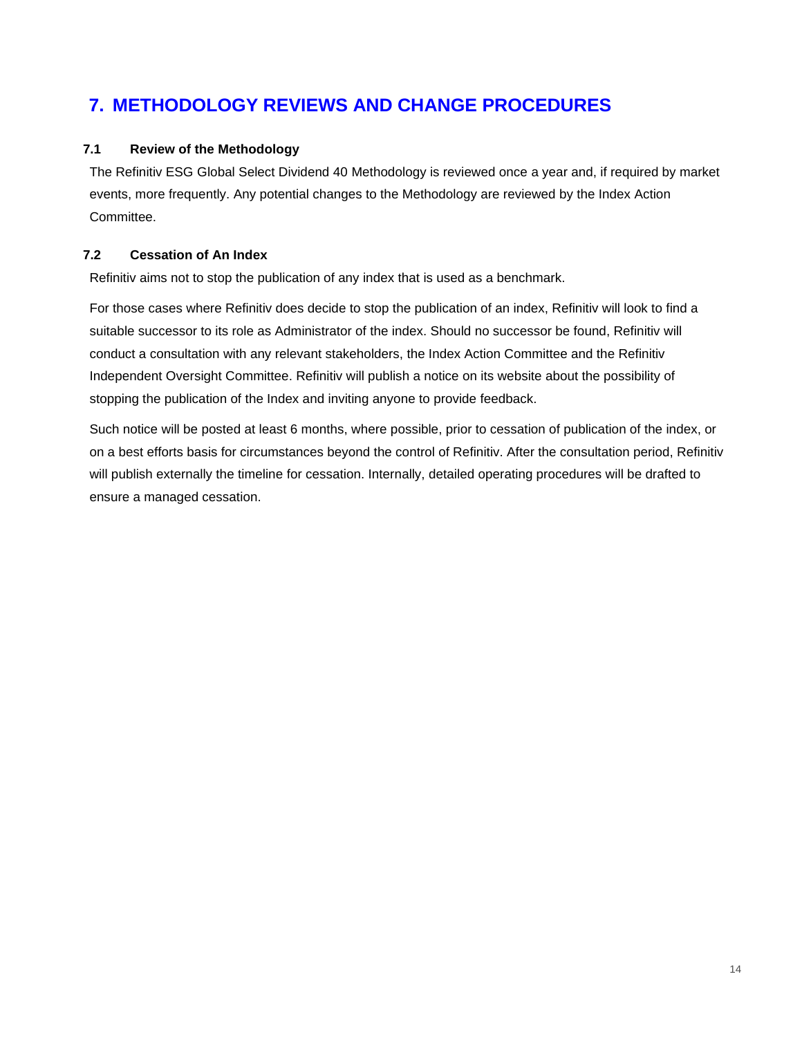# 7. METHODOLOGY REVIEWS AND CHANGE PROCEDURES

## 7.1 Review of the Methodology

The Refinitiv ESG Global Select Dividend 40 Methodology is reviewed once a year and, if required by market events, more frequently. Any potential changes to the Methodology are reviewed by the Index Action Committee.

## 7.2 Cessation of An Index

Refinitiv aims not to stop the publication of any index that is used as a benchmark.

For those cases where Refinitiv does decide to stop the publication of an index, Refinitiv will look to find a suitable successor to its role as Administrator of the index. Should no successor be found, Refinitiv will conduct a consultation with any relevant stakeholders, the Index Action Committee and the Refinitiv Independent Oversight Committee. Refinitiv will publish a notice on its website about the possibility of stopping the publication of the Index and inviting anyone to provide feedback.

Such notice will be posted at least 6 months, where possible, prior to cessation of publication of the index, or on a best efforts basis for circumstances beyond the control of Refinitiv. After the consultation period, Refinitiv will publish externally the timeline for cessation. Internally, detailed operating procedures will be drafted to ensure a managed cessation.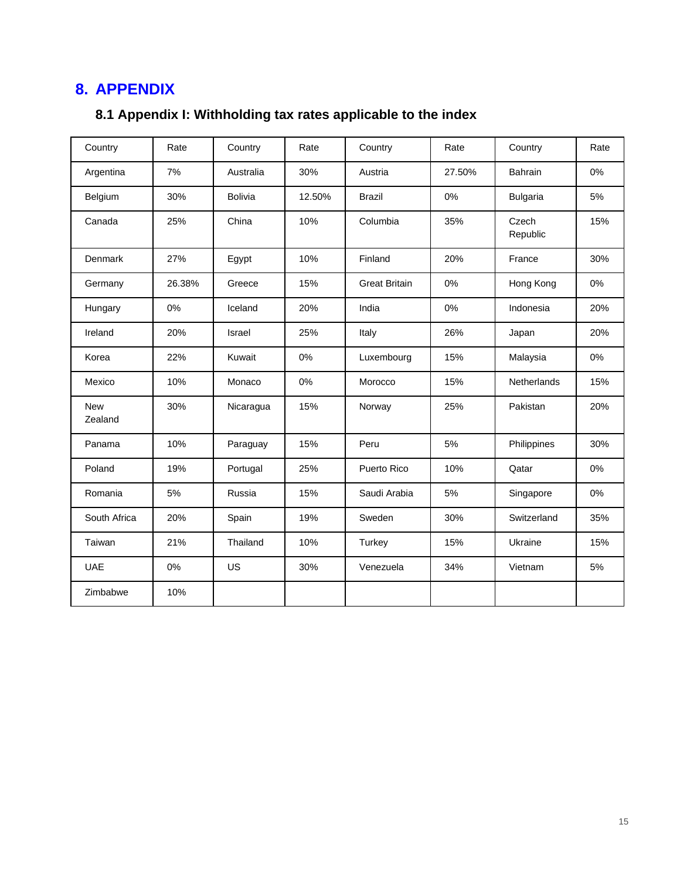# 8. APPENDIX

## 8.1 Appendix I: Withholding tax rates applicable to the index

| Country | Rate | Country | Rate | Country | Rate | Country | Rate |
|---|---|---|---|---|---|---|---|
| Argentina | 7% | Australia | 30% | Austria | 27.50% | Bahrain | 0% |
| Belgium | 30% | Bolivia | 12.50% | Brazil | 0% | Bulgaria | 5% |
| Canada | 25% | China | 10% | Columbia | 35% | Czech Republic | 15% |
| Denmark | 27% | Egypt | 10% | Finland | 20% | France | 30% |
| Germany | 26.38% | Greece | 15% | Great Britain | 0% | Hong Kong | 0% |
| Hungary | 0% | Iceland | 20% | India | 0% | Indonesia | 20% |
| Ireland | 20% | Israel | 25% | Italy | 26% | Japan | 20% |
| Korea | 22% | Kuwait | 0% | Luxembourg | 15% | Malaysia | 0% |
| Mexico | 10% | Monaco | 0% | Morocco | 15% | Netherlands | 15% |
| New Zealand | 30% | Nicaragua | 15% | Norway | 25% | Pakistan | 20% |
| Panama | 10% | Paraguay | 15% | Peru | 5% | Philippines | 30% |
| Poland | 19% | Portugal | 25% | Puerto Rico | 10% | Qatar | 0% |
| Romania | 5% | Russia | 15% | Saudi Arabia | 5% | Singapore | 0% |
| South Africa | 20% | Spain | 19% | Sweden | 30% | Switzerland | 35% |
| Taiwan | 21% | Thailand | 10% | Turkey | 15% | Ukraine | 15% |
| UAE | 0% | US | 30% | Venezuela | 34% | Vietnam | 5% |
| Zimbabwe | 10% | | | | | | |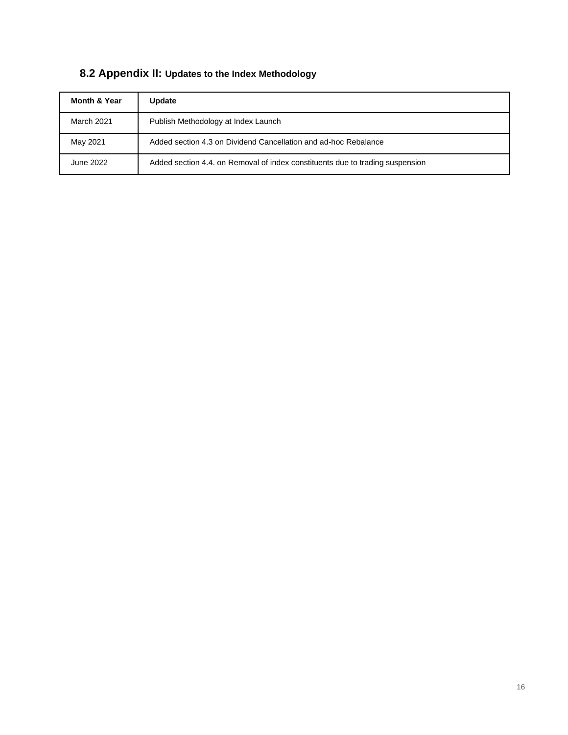## 8.2 Appendix II: Updates to the Index Methodology

| Month & Year | Update |
|---|---|
| March 2021 | Publish Methodology at Index Launch |
| May 2021 | Added section 4.3 on Dividend Cancellation and ad-hoc Rebalance |
| June 2022 | Added section 4.4. on Removal of index constituents due to trading suspension |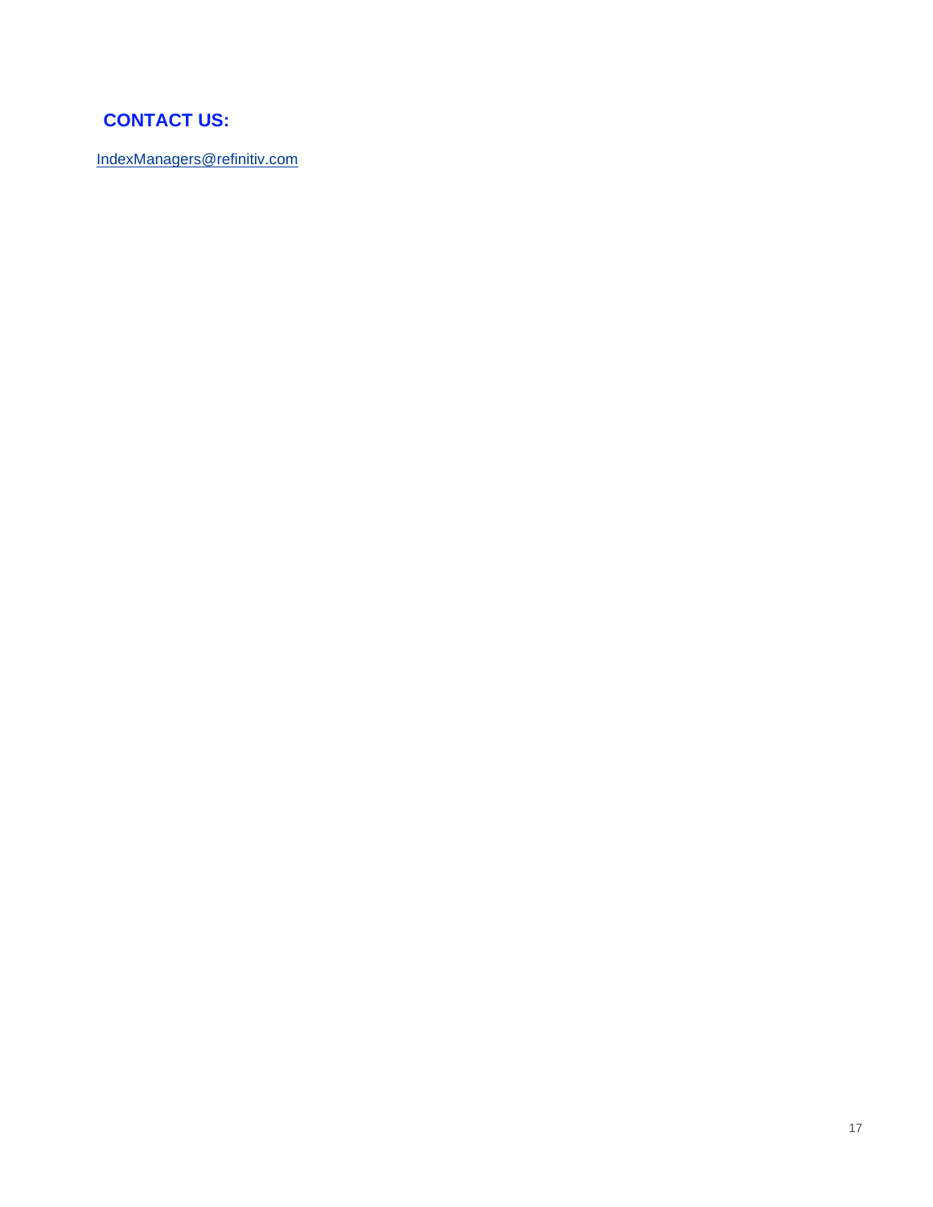## CONTACT US:

IndexManagers@refinitiv.com